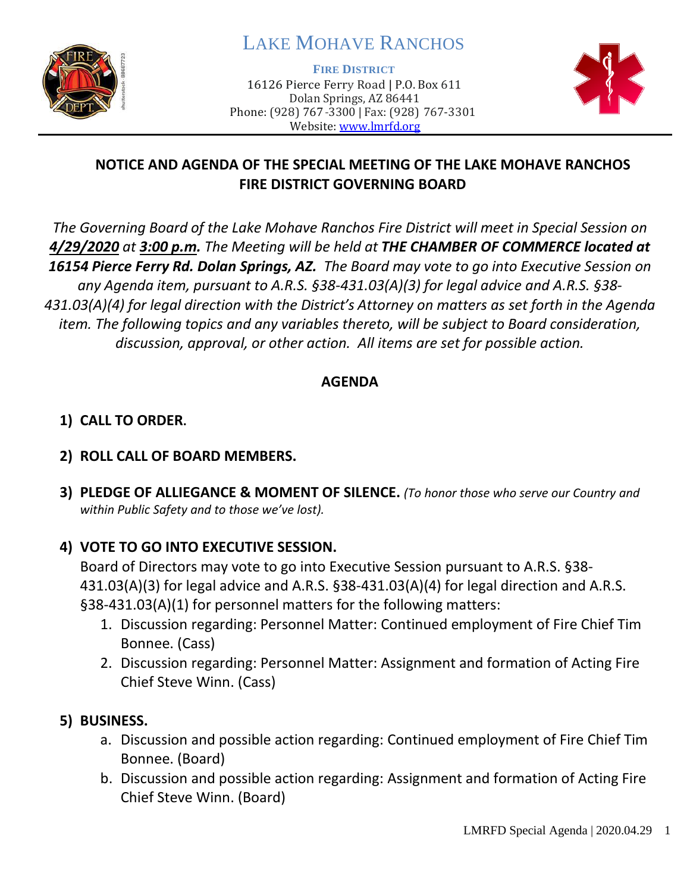# LAKE MOHAVE RANCHOS

**FIRE DISTRICT**

16126 Pierce Ferry Road | P.O. Box 611
Dolan Springs, AZ 86441
Phone: (928) 767-3300 | Fax: (928) 767-3301
Website: www.lmrfd.org

## NOTICE AND AGENDA OF THE SPECIAL MEETING OF THE LAKE MOHAVE RANCHOS FIRE DISTRICT GOVERNING BOARD

*The Governing Board of the Lake Mohave Ranchos Fire District will meet in Special Session on **4/29/2020** at **3:00 p.m.** The Meeting will be held at **THE CHAMBER OF COMMERCE located at 16154 Pierce Ferry Rd. Dolan Springs, AZ.** The Board may vote to go into Executive Session on any Agenda item, pursuant to A.R.S. §38-431.03(A)(3) for legal advice and A.R.S. §38-431.03(A)(4) for legal direction with the District's Attorney on matters as set forth in the Agenda item. The following topics and any variables thereto, will be subject to Board consideration, discussion, approval, or other action. All items are set for possible action.*

## AGENDA

1) **CALL TO ORDER.**

2) **ROLL CALL OF BOARD MEMBERS.**

3) **PLEDGE OF ALLIEGANCE & MOMENT OF SILENCE.** *(To honor those who serve our Country and within Public Safety and to those we've lost).*

4) **VOTE TO GO INTO EXECUTIVE SESSION.**
   Board of Directors may vote to go into Executive Session pursuant to A.R.S. §38-431.03(A)(3) for legal advice and A.R.S. §38-431.03(A)(4) for legal direction and A.R.S. §38-431.03(A)(1) for personnel matters for the following matters:
   1. Discussion regarding: Personnel Matter: Continued employment of Fire Chief Tim Bonnee. (Cass)
   2. Discussion regarding: Personnel Matter: Assignment and formation of Acting Fire Chief Steve Winn. (Cass)

5) **BUSINESS.**
   a. Discussion and possible action regarding: Continued employment of Fire Chief Tim Bonnee. (Board)
   b. Discussion and possible action regarding: Assignment and formation of Acting Fire Chief Steve Winn. (Board)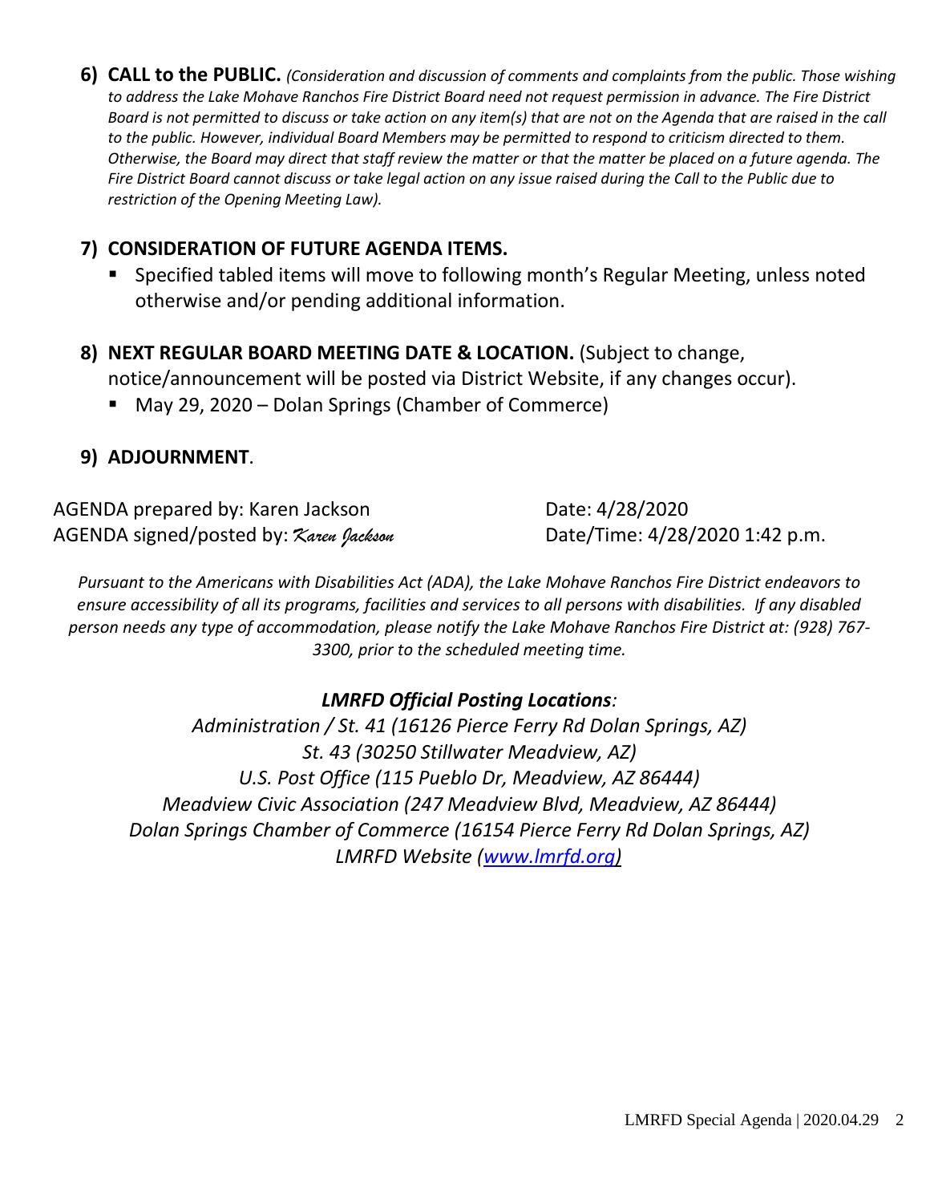6) **CALL to the PUBLIC.** *(Consideration and discussion of comments and complaints from the public. Those wishing to address the Lake Mohave Ranchos Fire District Board need not request permission in advance. The Fire District Board is not permitted to discuss or take action on any item(s) that are not on the Agenda that are raised in the call to the public. However, individual Board Members may be permitted to respond to criticism directed to them. Otherwise, the Board may direct that staff review the matter or that the matter be placed on a future agenda. The Fire District Board cannot discuss or take legal action on any issue raised during the Call to the Public due to restriction of the Opening Meeting Law).*

7) **CONSIDERATION OF FUTURE AGENDA ITEMS.**
   - Specified tabled items will move to following month's Regular Meeting, unless noted otherwise and/or pending additional information.

8) **NEXT REGULAR BOARD MEETING DATE & LOCATION.** (Subject to change, notice/announcement will be posted via District Website, if any changes occur).
   - May 29, 2020 – Dolan Springs (Chamber of Commerce)

9) **ADJOURNMENT**.

AGENDA prepared by: Karen Jackson — Date: 4/28/2020
AGENDA signed/posted by: *Karen Jackson* — Date/Time: 4/28/2020 1:42 p.m.

*Pursuant to the Americans with Disabilities Act (ADA), the Lake Mohave Ranchos Fire District endeavors to ensure accessibility of all its programs, facilities and services to all persons with disabilities. If any disabled person needs any type of accommodation, please notify the Lake Mohave Ranchos Fire District at: (928) 767-3300, prior to the scheduled meeting time.*

***LMRFD Official Posting Locations**:*

*Administration / St. 41 (16126 Pierce Ferry Rd Dolan Springs, AZ)*
*St. 43 (30250 Stillwater Meadview, AZ)*
*U.S. Post Office (115 Pueblo Dr, Meadview, AZ 86444)*
*Meadview Civic Association (247 Meadview Blvd, Meadview, AZ 86444)*
*Dolan Springs Chamber of Commerce (16154 Pierce Ferry Rd Dolan Springs, AZ)*
*LMRFD Website (www.lmrfd.org)*